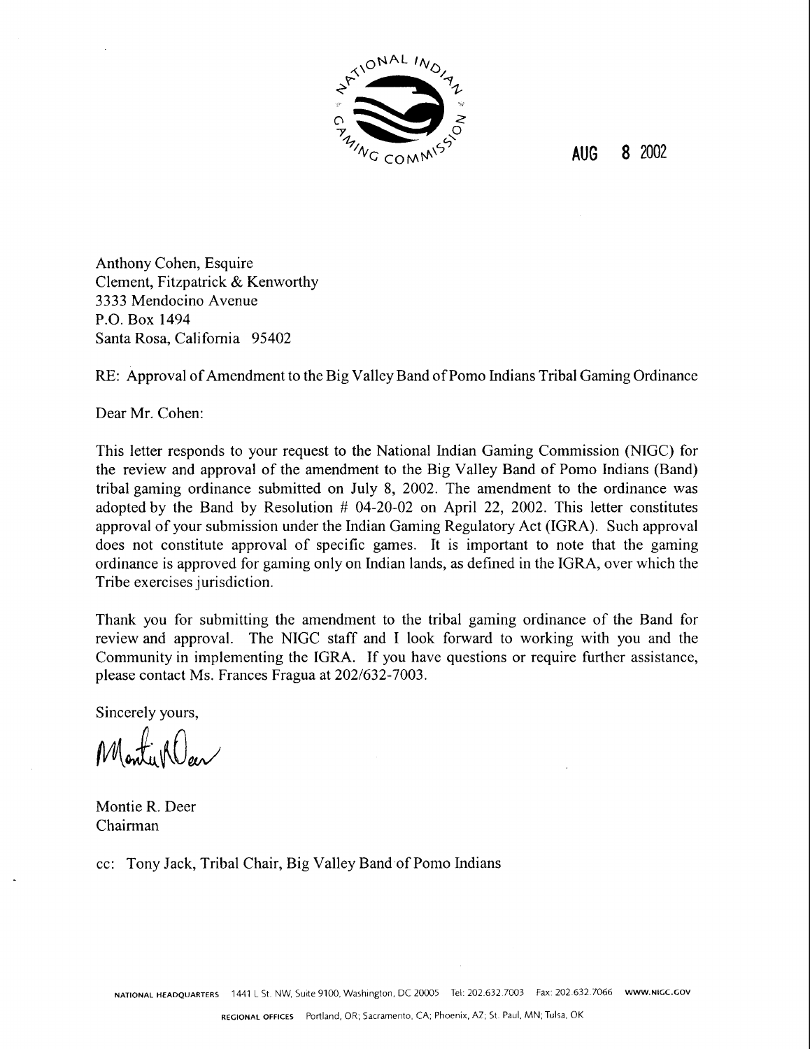NATIONAL INDIAN GAMING COMMISSION

AUG 8 2002

Anthony Cohen, Esquire
Clement, Fitzpatrick & Kenworthy
3333 Mendocino Avenue
P.O. Box 1494
Santa Rosa, California 95402

RE: Approval of Amendment to the Big Valley Band of Pomo Indians Tribal Gaming Ordinance

Dear Mr. Cohen:

This letter responds to your request to the National Indian Gaming Commission (NIGC) for the review and approval of the amendment to the Big Valley Band of Pomo Indians (Band) tribal gaming ordinance submitted on July 8, 2002. The amendment to the ordinance was adopted by the Band by Resolution # 04-20-02 on April 22, 2002. This letter constitutes approval of your submission under the Indian Gaming Regulatory Act (IGRA). Such approval does not constitute approval of specific games. It is important to note that the gaming ordinance is approved for gaming only on Indian lands, as defined in the IGRA, over which the Tribe exercises jurisdiction.

Thank you for submitting the amendment to the tribal gaming ordinance of the Band for review and approval. The NIGC staff and I look forward to working with you and the Community in implementing the IGRA. If you have questions or require further assistance, please contact Ms. Frances Fragua at 202/632-7003.

Sincerely yours,

Montie R. Deer
Chairman

cc: Tony Jack, Tribal Chair, Big Valley Band of Pomo Indians

NATIONAL HEADQUARTERS 1441 L St. NW, Suite 9100, Washington, DC 20005 Tel: 202.632.7003 Fax: 202.632.7066 WWW.NIGC.GOV

REGIONAL OFFICES Portland, OR; Sacramento, CA; Phoenix, AZ; St. Paul, MN; Tulsa, OK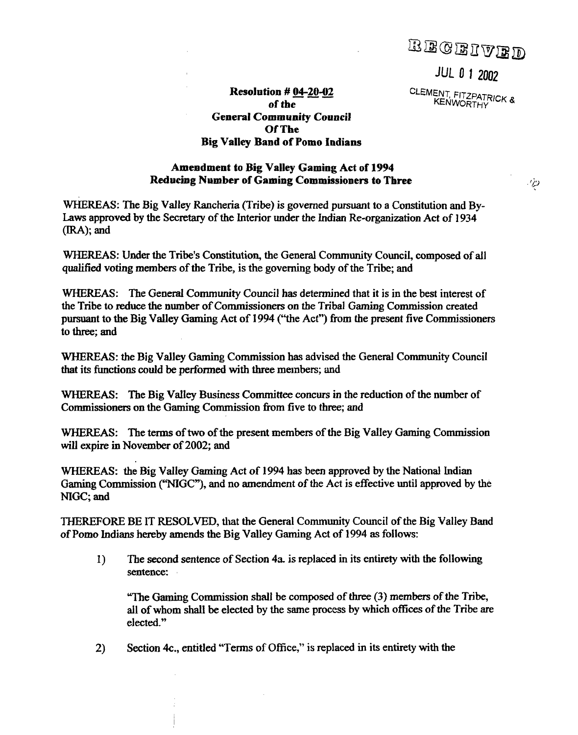RECEIVED

JUL 0 1 2002

CLEMENT, FITZPATRICK & KENWORTHY

**Resolution # 04-20-02**
**of the**
**General Community Council**
**Of The**
**Big Valley Band of Pomo Indians**

**Amendment to Big Valley Gaming Act of 1994**
**Reducing Number of Gaming Commissioners to Three**

WHEREAS: The Big Valley Rancheria (Tribe) is governed pursuant to a Constitution and By-Laws approved by the Secretary of the Interior under the Indian Re-organization Act of 1934 (IRA); and

WHEREAS: Under the Tribe's Constitution, the General Community Council, composed of all qualified voting members of the Tribe, is the governing body of the Tribe; and

WHEREAS: The General Community Council has determined that it is in the best interest of the Tribe to reduce the number of Commissioners on the Tribal Gaming Commission created pursuant to the Big Valley Gaming Act of 1994 ("the Act") from the present five Commissioners to three; and

WHEREAS: the Big Valley Gaming Commission has advised the General Community Council that its functions could be performed with three members; and

WHEREAS: The Big Valley Business Committee concurs in the reduction of the number of Commissioners on the Gaming Commission from five to three; and

WHEREAS: The terms of two of the present members of the Big Valley Gaming Commission will expire in November of 2002; and

WHEREAS: the Big Valley Gaming Act of 1994 has been approved by the National Indian Gaming Commission ("NIGC"), and no amendment of the Act is effective until approved by the NIGC; and

THEREFORE BE IT RESOLVED, that the General Community Council of the Big Valley Band of Pomo Indians hereby amends the Big Valley Gaming Act of 1994 as follows:

1) The second sentence of Section 4a. is replaced in its entirety with the following sentence:

   "The Gaming Commission shall be composed of three (3) members of the Tribe, all of whom shall be elected by the same process by which offices of the Tribe are elected."

2) Section 4c., entitled "Terms of Office," is replaced in its entirety with the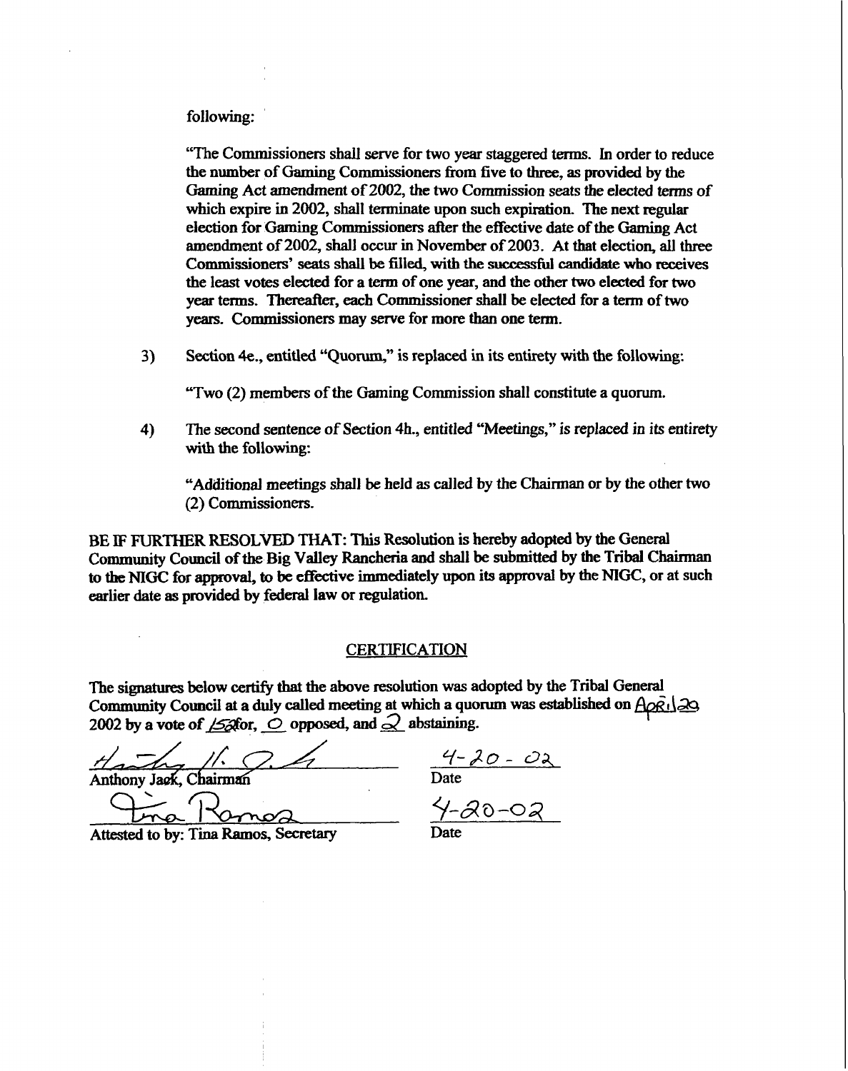following:

"The Commissioners shall serve for two year staggered terms. In order to reduce the number of Gaming Commissioners from five to three, as provided by the Gaming Act amendment of 2002, the two Commission seats the elected terms of which expire in 2002, shall terminate upon such expiration. The next regular election for Gaming Commissioners after the effective date of the Gaming Act amendment of 2002, shall occur in November of 2003. At that election, all three Commissioners' seats shall be filled, with the successful candidate who receives the least votes elected for a term of one year, and the other two elected for two year terms. Thereafter, each Commissioner shall be elected for a term of two years. Commissioners may serve for more than one term.

3) Section 4e., entitled "Quorum," is replaced in its entirety with the following:

"Two (2) members of the Gaming Commission shall constitute a quorum.

4) The second sentence of Section 4h., entitled "Meetings," is replaced in its entirety with the following:

"Additional meetings shall be held as called by the Chairman or by the other two (2) Commissioners.

BE IF FURTHER RESOLVED THAT: This Resolution is hereby adopted by the General Community Council of the Big Valley Rancheria and shall be submitted by the Tribal Chairman to the NIGC for approval, to be effective immediately upon its approval by the NIGC, or at such earlier date as provided by federal law or regulation.

## CERTIFICATION

The signatures below certify that the above resolution was adopted by the Tribal General Community Council at a duly called meeting at which a quorum was established on April 20 2002 by a vote of 152 for, 0 opposed, and 2 abstaining.

Anthony Jack, Chairman — Date: 4-20-02

Attested to by: Tina Ramos, Secretary — Date: 4-20-02